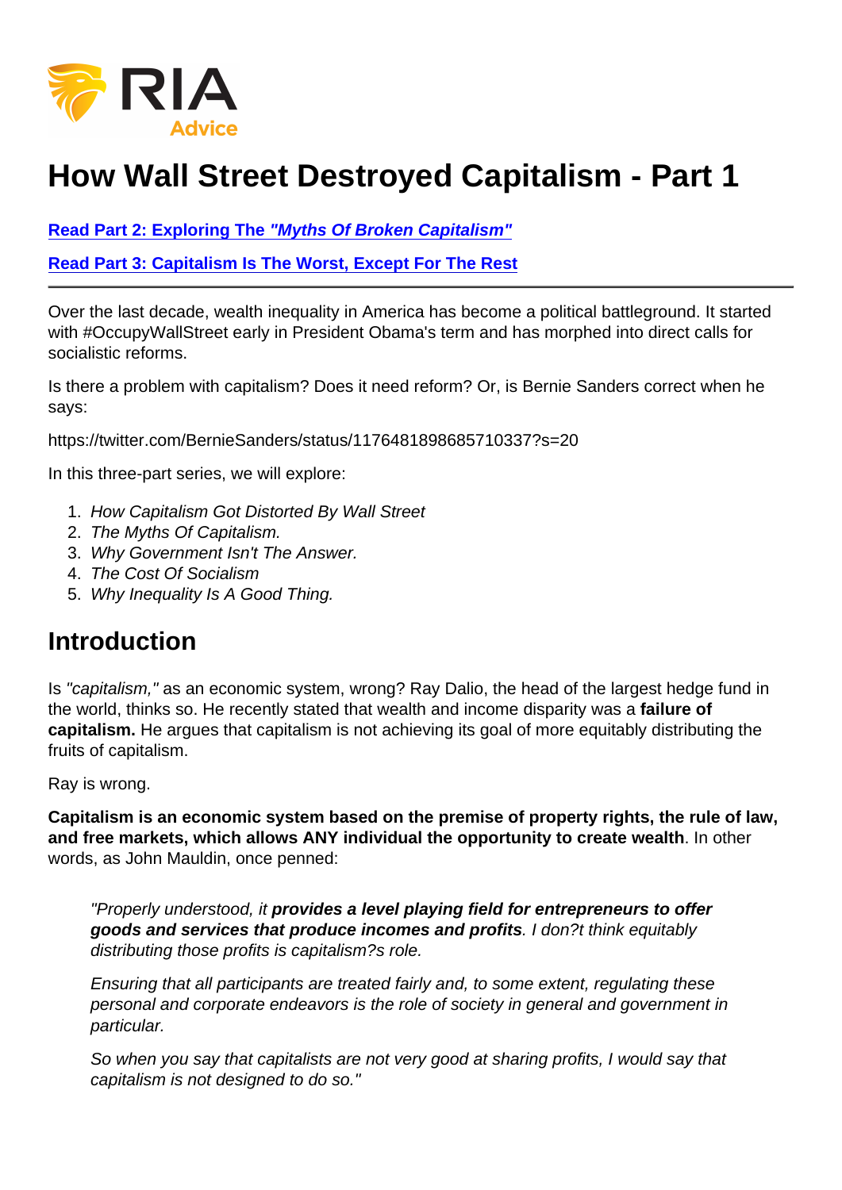# How Wall Street Destroyed Capitalism - Part 1

**Read Part 2: Exploring The *"Myths Of Broken Capitalism"***

**Read Part 3: Capitalism Is The Worst, Except For The Rest**

---

Over the last decade, wealth inequality in America has become a political battleground. It started with #OccupyWallStreet early in President Obama's term and has morphed into direct calls for socialistic reforms.

Is there a problem with capitalism? Does it need reform? Or, is Bernie Sanders correct when he says:

https://twitter.com/BernieSanders/status/1176481898685710337?s=20

In this three-part series, we will explore:

1. *How Capitalism Got Distorted By Wall Street*
2. *The Myths Of Capitalism.*
3. *Why Government Isn't The Answer.*
4. *The Cost Of Socialism*
5. *Why Inequality Is A Good Thing.*

## Introduction

Is *"capitalism,"* as an economic system, wrong? Ray Dalio, the head of the largest hedge fund in the world, thinks so. He recently stated that wealth and income disparity was a **failure of capitalism.** He argues that capitalism is not achieving its goal of more equitably distributing the fruits of capitalism.

Ray is wrong.

**Capitalism is an economic system based on the premise of property rights, the rule of law, and free markets, which allows ANY individual the opportunity to create wealth**. In other words, as John Mauldin, once penned:

> *"Properly understood, it **provides a level playing field for entrepreneurs to offer goods and services that produce incomes and profits**. I don?t think equitably distributing those profits is capitalism?s role.*
>
> *Ensuring that all participants are treated fairly and, to some extent, regulating these personal and corporate endeavors is the role of society in general and government in particular.*
>
> *So when you say that capitalists are not very good at sharing profits, I would say that capitalism is not designed to do so."*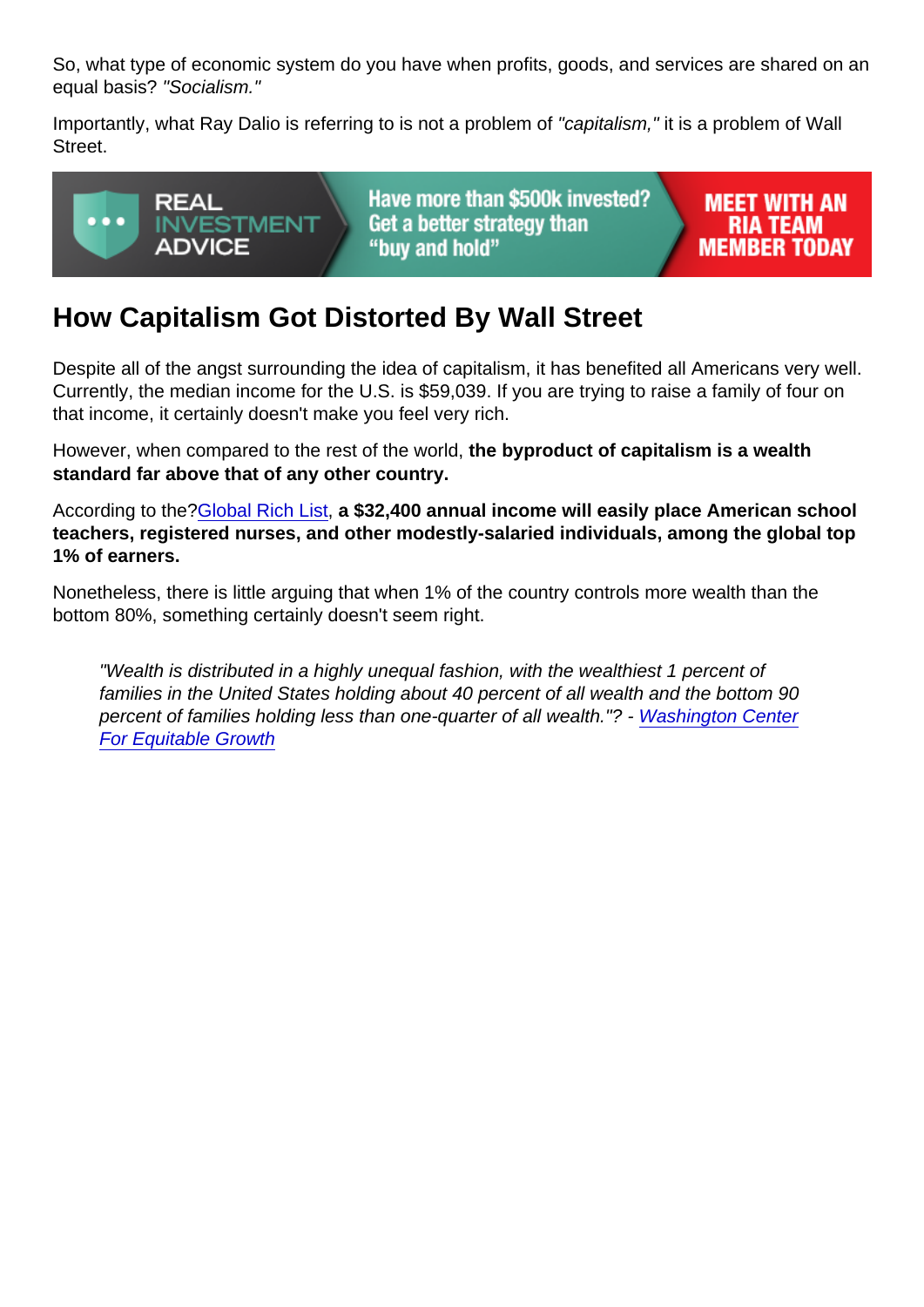So, what type of economic system do you have when profits, goods, and services are shared on an equal basis? *"Socialism."*

Importantly, what Ray Dalio is referring to is not a problem of *"capitalism,"* it is a problem of Wall Street.

## How Capitalism Got Distorted By Wall Street

Despite all of the angst surrounding the idea of capitalism, it has benefited all Americans very well. Currently, the median income for the U.S. is $59,039. If you are trying to raise a family of four on that income, it certainly doesn't make you feel very rich.

However, when compared to the rest of the world, **the byproduct of capitalism is a wealth standard far above that of any other country.**

According to the?Global Rich List, **a $32,400 annual income will easily place American school teachers, registered nurses, and other modestly-salaried individuals, among the global top 1% of earners.**

Nonetheless, there is little arguing that when 1% of the country controls more wealth than the bottom 80%, something certainly doesn't seem right.

> *"Wealth is distributed in a highly unequal fashion, with the wealthiest 1 percent of families in the United States holding about 40 percent of all wealth and the bottom 90 percent of families holding less than one-quarter of all wealth."? -* Washington Center For Equitable Growth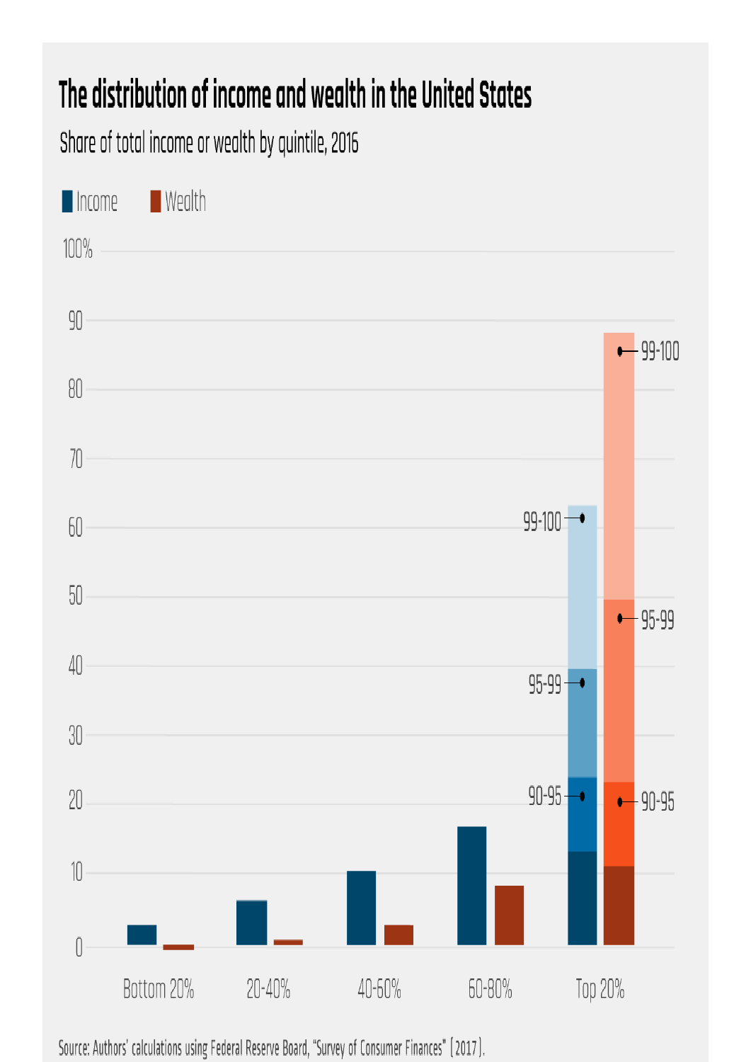# The distribution of income and wealth in the United States

Share of total income or wealth by quintile, 2016

Income
Wealth

100%
90
80
70
60
50
40
30
20
10
0

99-100
95-99
90-95
99-100
95-99
90-95

Bottom 20%
20-40%
40-60%
60-80%
Top 20%

Source: Authors' calculations using Federal Reserve Board, "Survey of Consumer Finances" (2017).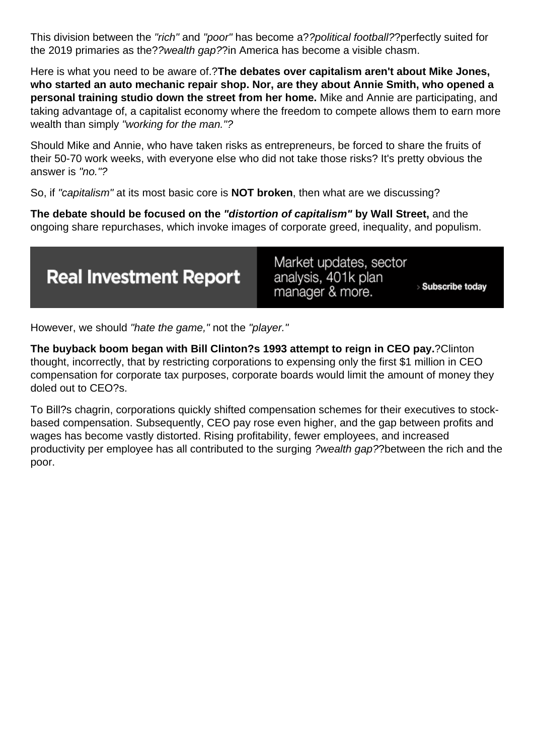This division between the *"rich"* and *"poor"* has become a?*?political football?*?perfectly suited for the 2019 primaries as the?*?wealth gap?*?in America has become a visible chasm.

Here is what you need to be aware of.?**The debates over capitalism aren't about Mike Jones, who started an auto mechanic repair shop. Nor, are they about Annie Smith, who opened a personal training studio down the street from her home.** Mike and Annie are participating, and taking advantage of, a capitalist economy where the freedom to compete allows them to earn more wealth than simply *"working for the man."?*

Should Mike and Annie, who have taken risks as entrepreneurs, be forced to share the fruits of their 50-70 work weeks, with everyone else who did not take those risks? It's pretty obvious the answer is *"no."?*

So, if *"capitalism"* at its most basic core is **NOT broken**, then what are we discussing?

**The debate should be focused on the *"distortion of capitalism"* by Wall Street,** and the ongoing share repurchases, which invoke images of corporate greed, inequality, and populism.

**Real Investment Report** Market updates, sector analysis, 401k plan manager & more. › Subscribe today

However, we should *"hate the game,"* not the *"player."*

**The buyback boom began with Bill Clinton?s 1993 attempt to reign in CEO pay.**?Clinton thought, incorrectly, that by restricting corporations to expensing only the first $1 million in CEO compensation for corporate tax purposes, corporate boards would limit the amount of money they doled out to CEO?s.

To Bill?s chagrin, corporations quickly shifted compensation schemes for their executives to stock-based compensation. Subsequently, CEO pay rose even higher, and the gap between profits and wages has become vastly distorted. Rising profitability, fewer employees, and increased productivity per employee has all contributed to the surging *?wealth gap?*?between the rich and the poor.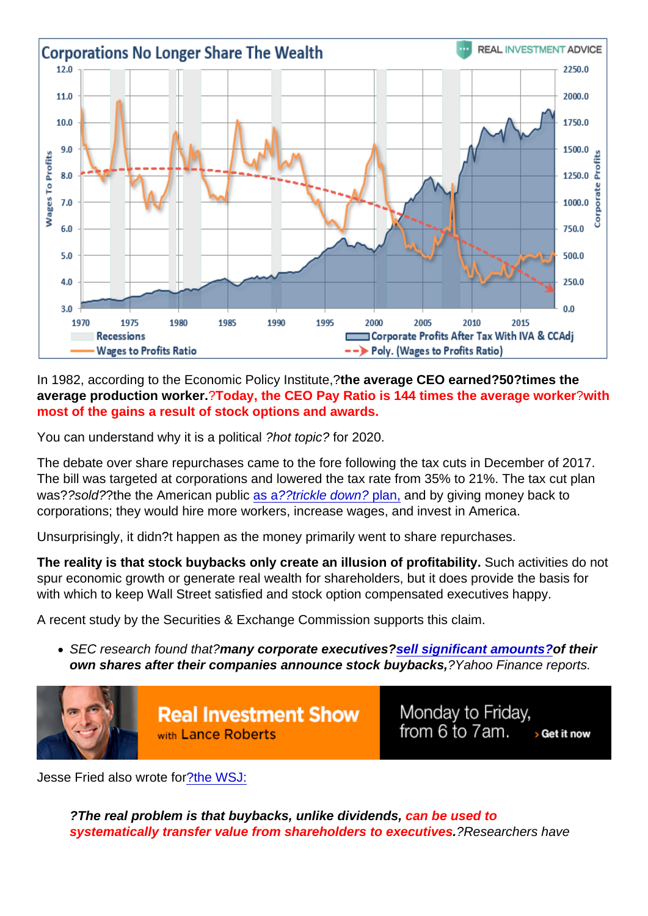In 1982, according to the Economic Policy Institute,?**the average CEO earned?50?times the average production worker.**?**Today, the CEO Pay Ratio is 144 times the average worker**?**with most of the gains a result of stock options and awards.**

You can understand why it is a political *?hot topic?* for 2020.

The debate over share repurchases came to the fore following the tax cuts in December of 2017. The bill was targeted at corporations and lowered the tax rate from 35% to 21%. The tax cut plan was??*sold*??the the American public as a??*trickle down?* plan, and by giving money back to corporations; they would hire more workers, increase wages, and invest in America.

Unsurprisingly, it didn?t happen as the money primarily went to share repurchases.

**The reality is that stock buybacks only create an illusion of profitability.** Such activities do not spur economic growth or generate real wealth for shareholders, but it does provide the basis for with which to keep Wall Street satisfied and stock option compensated executives happy.

A recent study by the Securities & Exchange Commission supports this claim.

- *SEC research found that?**many corporate executives?sell significant amounts?of their own shares after their companies announce stock buybacks,**?Yahoo Finance reports.*

Jesse Fried also wrote for?the WSJ:

> *?**The real problem is that buybacks, unlike dividends, can be used to systematically transfer value from shareholders to executives.**?Researchers have*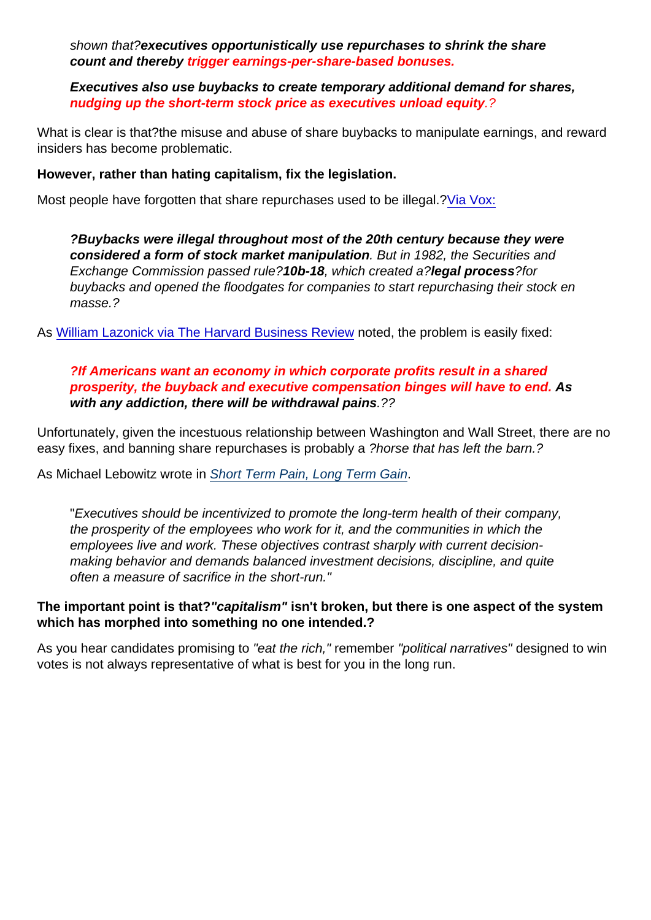> shown that? **executives opportunistically use repurchases to shrink the share count and thereby trigger earnings-per-share-based bonuses.**
>
> **Executives also use buybacks to create temporary additional demand for shares, nudging up the short-term stock price as executives unload equity**.?

What is clear is that?the misuse and abuse of share buybacks to manipulate earnings, and reward insiders has become problematic.

**However, rather than hating capitalism, fix the legislation.**

Most people have forgotten that share repurchases used to be illegal.?[Via Vox:](#)

> *?**Buybacks were illegal throughout most of the 20th century because they were considered a form of stock market manipulation**. But in 1982, the Securities and Exchange Commission passed rule?**10b-18**, which created a?**legal process**?for buybacks and opened the floodgates for companies to start repurchasing their stock en masse.?*

As [William Lazonick via The Harvard Business Review](#) noted, the problem is easily fixed:

> ***?If Americans want an economy in which corporate profits result in a shared prosperity, the buyback and executive compensation binges will have to end. As with any addiction, there will be withdrawal pains**.??*

Unfortunately, given the incestuous relationship between Washington and Wall Street, there are no easy fixes, and banning share repurchases is probably a *?horse that has left the barn.?*

As Michael Lebowitz wrote in [*Short Term Pain, Long Term Gain*](#).

> "*Executives should be incentivized to promote the long-term health of their company, the prosperity of the employees who work for it, and the communities in which the employees live and work. These objectives contrast sharply with current decision-making behavior and demands balanced investment decisions, discipline, and quite often a measure of sacrifice in the short-run.*"

**The important point is that?*"capitalism"* isn't broken, but there is one aspect of the system which has morphed into something no one intended.?**

As you hear candidates promising to *"eat the rich,"* remember *"political narratives"* designed to win votes is not always representative of what is best for you in the long run.